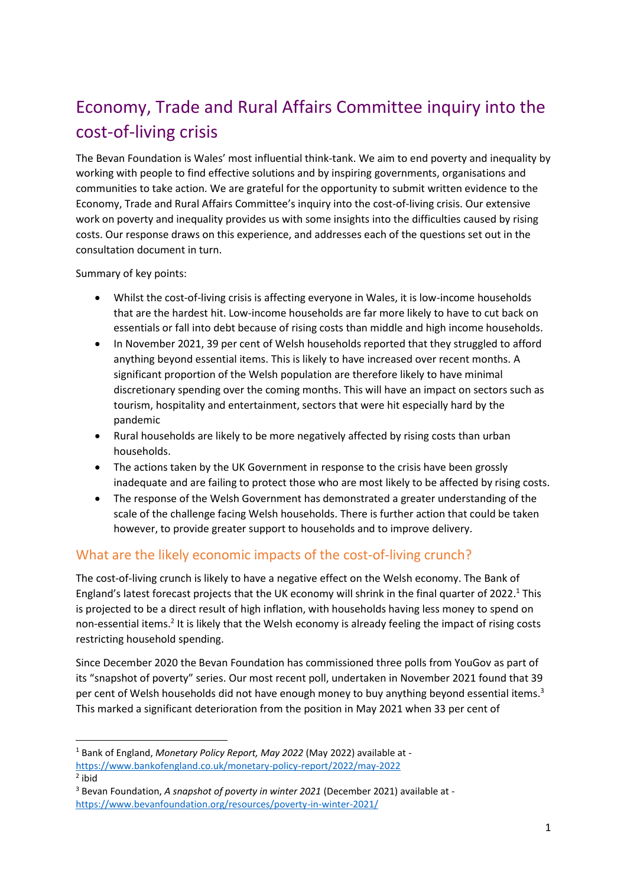# Economy, Trade and Rural Affairs Committee inquiry into the cost-of-living crisis

The Bevan Foundation is Wales' most influential think-tank. We aim to end poverty and inequality by working with people to find effective solutions and by inspiring governments, organisations and communities to take action. We are grateful for the opportunity to submit written evidence to the Economy, Trade and Rural Affairs Committee's inquiry into the cost-of-living crisis. Our extensive work on poverty and inequality provides us with some insights into the difficulties caused by rising costs. Our response draws on this experience, and addresses each of the questions set out in the consultation document in turn.

Summary of key points:

- Whilst the cost-of-living crisis is affecting everyone in Wales, it is low-income households that are the hardest hit. Low-income households are far more likely to have to cut back on essentials or fall into debt because of rising costs than middle and high income households.
- In November 2021, 39 per cent of Welsh households reported that they struggled to afford anything beyond essential items. This is likely to have increased over recent months. A significant proportion of the Welsh population are therefore likely to have minimal discretionary spending over the coming months. This will have an impact on sectors such as tourism, hospitality and entertainment, sectors that were hit especially hard by the pandemic
- Rural households are likely to be more negatively affected by rising costs than urban households.
- The actions taken by the UK Government in response to the crisis have been grossly inadequate and are failing to protect those who are most likely to be affected by rising costs.
- The response of the Welsh Government has demonstrated a greater understanding of the scale of the challenge facing Welsh households. There is further action that could be taken however, to provide greater support to households and to improve delivery.

## What are the likely economic impacts of the cost-of-living crunch?

The cost-of-living crunch is likely to have a negative effect on the Welsh economy. The Bank of England's latest forecast projects that the UK economy will shrink in the final quarter of 2022.[1] This is projected to be a direct result of high inflation, with households having less money to spend on non-essential items.[2] It is likely that the Welsh economy is already feeling the impact of rising costs restricting household spending.

Since December 2020 the Bevan Foundation has commissioned three polls from YouGov as part of its "snapshot of poverty" series. Our most recent poll, undertaken in November 2021 found that 39 per cent of Welsh households did not have enough money to buy anything beyond essential items.[3] This marked a significant deterioration from the position in May 2021 when 33 per cent of

---

[1] Bank of England, *Monetary Policy Report, May 2022* (May 2022) available at - https://www.bankofengland.co.uk/monetary-policy-report/2022/may-2022

[2] ibid

[3] Bevan Foundation, *A snapshot of poverty in winter 2021* (December 2021) available at - https://www.bevanfoundation.org/resources/poverty-in-winter-2021/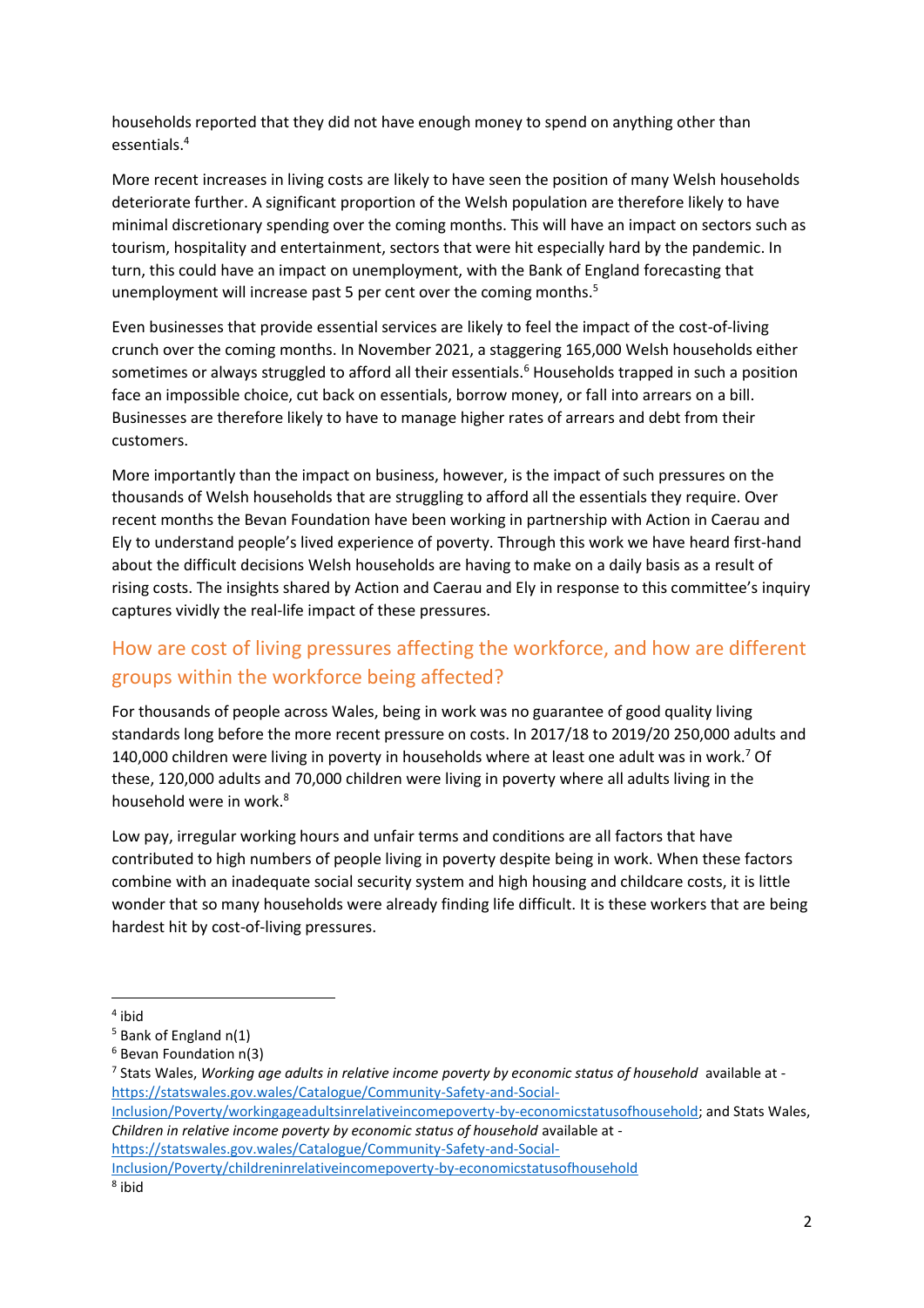households reported that they did not have enough money to spend on anything other than essentials.[4]

More recent increases in living costs are likely to have seen the position of many Welsh households deteriorate further. A significant proportion of the Welsh population are therefore likely to have minimal discretionary spending over the coming months. This will have an impact on sectors such as tourism, hospitality and entertainment, sectors that were hit especially hard by the pandemic. In turn, this could have an impact on unemployment, with the Bank of England forecasting that unemployment will increase past 5 per cent over the coming months.[5]

Even businesses that provide essential services are likely to feel the impact of the cost-of-living crunch over the coming months. In November 2021, a staggering 165,000 Welsh households either sometimes or always struggled to afford all their essentials.[6] Households trapped in such a position face an impossible choice, cut back on essentials, borrow money, or fall into arrears on a bill. Businesses are therefore likely to have to manage higher rates of arrears and debt from their customers.

More importantly than the impact on business, however, is the impact of such pressures on the thousands of Welsh households that are struggling to afford all the essentials they require. Over recent months the Bevan Foundation have been working in partnership with Action in Caerau and Ely to understand people's lived experience of poverty. Through this work we have heard first-hand about the difficult decisions Welsh households are having to make on a daily basis as a result of rising costs. The insights shared by Action and Caerau and Ely in response to this committee's inquiry captures vividly the real-life impact of these pressures.

## How are cost of living pressures affecting the workforce, and how are different groups within the workforce being affected?

For thousands of people across Wales, being in work was no guarantee of good quality living standards long before the more recent pressure on costs. In 2017/18 to 2019/20 250,000 adults and 140,000 children were living in poverty in households where at least one adult was in work.[7] Of these, 120,000 adults and 70,000 children were living in poverty where all adults living in the household were in work.[8]

Low pay, irregular working hours and unfair terms and conditions are all factors that have contributed to high numbers of people living in poverty despite being in work. When these factors combine with an inadequate social security system and high housing and childcare costs, it is little wonder that so many households were already finding life difficult. It is these workers that are being hardest hit by cost-of-living pressures.

---

[4] ibid

[5] Bank of England n(1)

[6] Bevan Foundation n(3)

[7] Stats Wales, *Working age adults in relative income poverty by economic status of household* available at - https://statswales.gov.wales/Catalogue/Community-Safety-and-Social-Inclusion/Poverty/workingageadultsinrelativeincomepoverty-by-economicstatusofhousehold; and Stats Wales, *Children in relative income poverty by economic status of household* available at - https://statswales.gov.wales/Catalogue/Community-Safety-and-Social-Inclusion/Poverty/childreninrelativeincomepoverty-by-economicstatusofhousehold

[8] ibid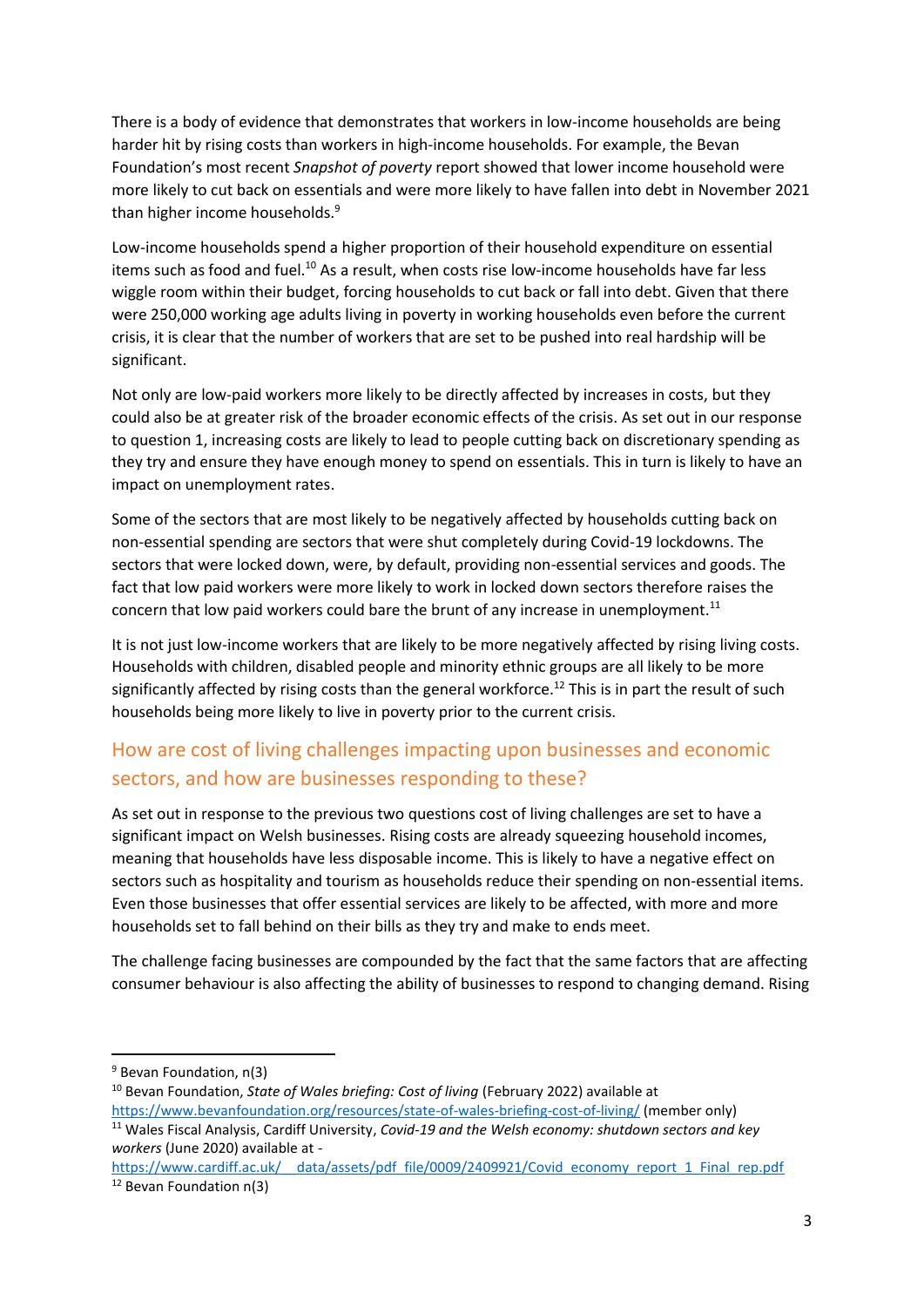There is a body of evidence that demonstrates that workers in low-income households are being harder hit by rising costs than workers in high-income households. For example, the Bevan Foundation's most recent *Snapshot of poverty* report showed that lower income household were more likely to cut back on essentials and were more likely to have fallen into debt in November 2021 than higher income households.[9]

Low-income households spend a higher proportion of their household expenditure on essential items such as food and fuel.[10] As a result, when costs rise low-income households have far less wiggle room within their budget, forcing households to cut back or fall into debt. Given that there were 250,000 working age adults living in poverty in working households even before the current crisis, it is clear that the number of workers that are set to be pushed into real hardship will be significant.

Not only are low-paid workers more likely to be directly affected by increases in costs, but they could also be at greater risk of the broader economic effects of the crisis. As set out in our response to question 1, increasing costs are likely to lead to people cutting back on discretionary spending as they try and ensure they have enough money to spend on essentials. This in turn is likely to have an impact on unemployment rates.

Some of the sectors that are most likely to be negatively affected by households cutting back on non-essential spending are sectors that were shut completely during Covid-19 lockdowns. The sectors that were locked down, were, by default, providing non-essential services and goods. The fact that low paid workers were more likely to work in locked down sectors therefore raises the concern that low paid workers could bare the brunt of any increase in unemployment.[11]

It is not just low-income workers that are likely to be more negatively affected by rising living costs. Households with children, disabled people and minority ethnic groups are all likely to be more significantly affected by rising costs than the general workforce.[12] This is in part the result of such households being more likely to live in poverty prior to the current crisis.

## How are cost of living challenges impacting upon businesses and economic sectors, and how are businesses responding to these?

As set out in response to the previous two questions cost of living challenges are set to have a significant impact on Welsh businesses. Rising costs are already squeezing household incomes, meaning that households have less disposable income. This is likely to have a negative effect on sectors such as hospitality and tourism as households reduce their spending on non-essential items. Even those businesses that offer essential services are likely to be affected, with more and more households set to fall behind on their bills as they try and make to ends meet.

The challenge facing businesses are compounded by the fact that the same factors that are affecting consumer behaviour is also affecting the ability of businesses to respond to changing demand. Rising

---

[9] Bevan Foundation, n(3)

[10] Bevan Foundation, *State of Wales briefing: Cost of living* (February 2022) available at https://www.bevanfoundation.org/resources/state-of-wales-briefing-cost-of-living/ (member only)

[11] Wales Fiscal Analysis, Cardiff University, *Covid-19 and the Welsh economy: shutdown sectors and key workers* (June 2020) available at - https://www.cardiff.ac.uk/__data/assets/pdf_file/0009/2409921/Covid_economy_report_1_Final_rep.pdf

[12] Bevan Foundation n(3)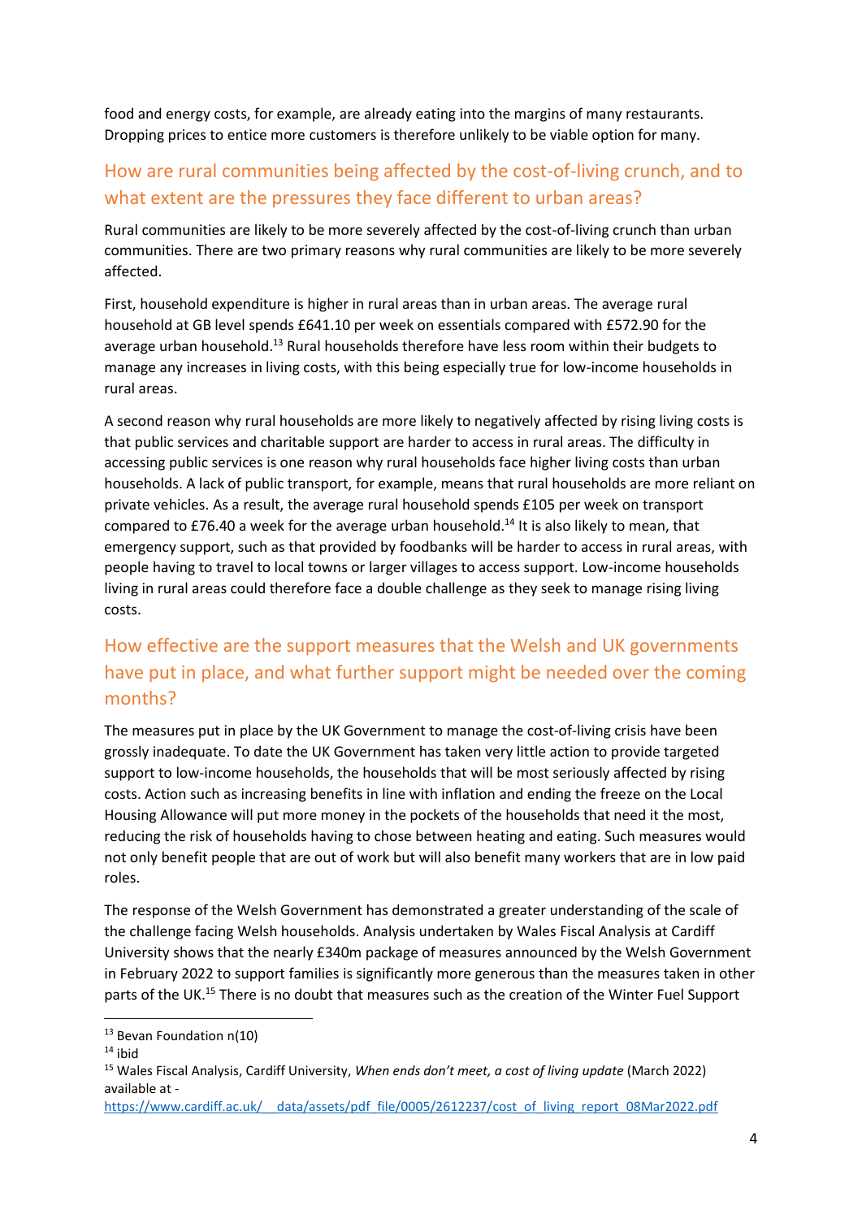food and energy costs, for example, are already eating into the margins of many restaurants. Dropping prices to entice more customers is therefore unlikely to be viable option for many.

## How are rural communities being affected by the cost-of-living crunch, and to what extent are the pressures they face different to urban areas?

Rural communities are likely to be more severely affected by the cost-of-living crunch than urban communities. There are two primary reasons why rural communities are likely to be more severely affected.

First, household expenditure is higher in rural areas than in urban areas. The average rural household at GB level spends £641.10 per week on essentials compared with £572.90 for the average urban household.[13] Rural households therefore have less room within their budgets to manage any increases in living costs, with this being especially true for low-income households in rural areas.

A second reason why rural households are more likely to negatively affected by rising living costs is that public services and charitable support are harder to access in rural areas. The difficulty in accessing public services is one reason why rural households face higher living costs than urban households. A lack of public transport, for example, means that rural households are more reliant on private vehicles. As a result, the average rural household spends £105 per week on transport compared to £76.40 a week for the average urban household.[14] It is also likely to mean, that emergency support, such as that provided by foodbanks will be harder to access in rural areas, with people having to travel to local towns or larger villages to access support. Low-income households living in rural areas could therefore face a double challenge as they seek to manage rising living costs.

## How effective are the support measures that the Welsh and UK governments have put in place, and what further support might be needed over the coming months?

The measures put in place by the UK Government to manage the cost-of-living crisis have been grossly inadequate. To date the UK Government has taken very little action to provide targeted support to low-income households, the households that will be most seriously affected by rising costs. Action such as increasing benefits in line with inflation and ending the freeze on the Local Housing Allowance will put more money in the pockets of the households that need it the most, reducing the risk of households having to chose between heating and eating. Such measures would not only benefit people that are out of work but will also benefit many workers that are in low paid roles.

The response of the Welsh Government has demonstrated a greater understanding of the scale of the challenge facing Welsh households. Analysis undertaken by Wales Fiscal Analysis at Cardiff University shows that the nearly £340m package of measures announced by the Welsh Government in February 2022 to support families is significantly more generous than the measures taken in other parts of the UK.[15] There is no doubt that measures such as the creation of the Winter Fuel Support

---

[13] Bevan Foundation n(10)

[14] ibid

[15] Wales Fiscal Analysis, Cardiff University, *When ends don't meet, a cost of living update* (March 2022) available at - https://www.cardiff.ac.uk/__data/assets/pdf_file/0005/2612237/cost_of_living_report_08Mar2022.pdf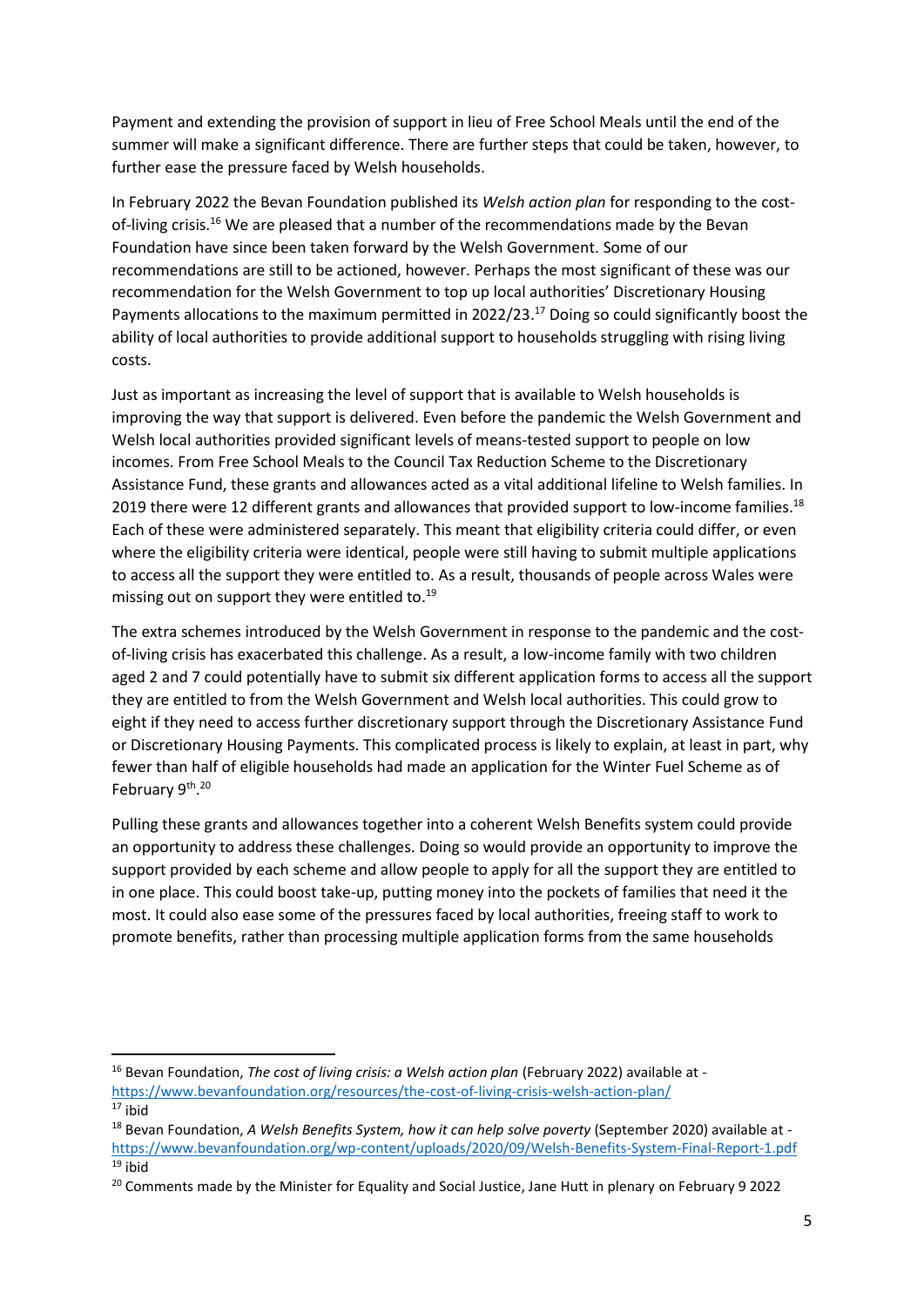Payment and extending the provision of support in lieu of Free School Meals until the end of the summer will make a significant difference. There are further steps that could be taken, however, to further ease the pressure faced by Welsh households.

In February 2022 the Bevan Foundation published its *Welsh action plan* for responding to the cost-of-living crisis.[16] We are pleased that a number of the recommendations made by the Bevan Foundation have since been taken forward by the Welsh Government. Some of our recommendations are still to be actioned, however. Perhaps the most significant of these was our recommendation for the Welsh Government to top up local authorities' Discretionary Housing Payments allocations to the maximum permitted in 2022/23.[17] Doing so could significantly boost the ability of local authorities to provide additional support to households struggling with rising living costs.

Just as important as increasing the level of support that is available to Welsh households is improving the way that support is delivered. Even before the pandemic the Welsh Government and Welsh local authorities provided significant levels of means-tested support to people on low incomes. From Free School Meals to the Council Tax Reduction Scheme to the Discretionary Assistance Fund, these grants and allowances acted as a vital additional lifeline to Welsh families. In 2019 there were 12 different grants and allowances that provided support to low-income families.[18] Each of these were administered separately. This meant that eligibility criteria could differ, or even where the eligibility criteria were identical, people were still having to submit multiple applications to access all the support they were entitled to. As a result, thousands of people across Wales were missing out on support they were entitled to.[19]

The extra schemes introduced by the Welsh Government in response to the pandemic and the cost-of-living crisis has exacerbated this challenge. As a result, a low-income family with two children aged 2 and 7 could potentially have to submit six different application forms to access all the support they are entitled to from the Welsh Government and Welsh local authorities. This could grow to eight if they need to access further discretionary support through the Discretionary Assistance Fund or Discretionary Housing Payments. This complicated process is likely to explain, at least in part, why fewer than half of eligible households had made an application for the Winter Fuel Scheme as of February 9th.[20]

Pulling these grants and allowances together into a coherent Welsh Benefits system could provide an opportunity to address these challenges. Doing so would provide an opportunity to improve the support provided by each scheme and allow people to apply for all the support they are entitled to in one place. This could boost take-up, putting money into the pockets of families that need it the most. It could also ease some of the pressures faced by local authorities, freeing staff to work to promote benefits, rather than processing multiple application forms from the same households

---

[16] Bevan Foundation, *The cost of living crisis: a Welsh action plan* (February 2022) available at - https://www.bevanfoundation.org/resources/the-cost-of-living-crisis-welsh-action-plan/

[17] ibid

[18] Bevan Foundation, *A Welsh Benefits System, how it can help solve poverty* (September 2020) available at - https://www.bevanfoundation.org/wp-content/uploads/2020/09/Welsh-Benefits-System-Final-Report-1.pdf

[19] ibid

[20] Comments made by the Minister for Equality and Social Justice, Jane Hutt in plenary on February 9 2022